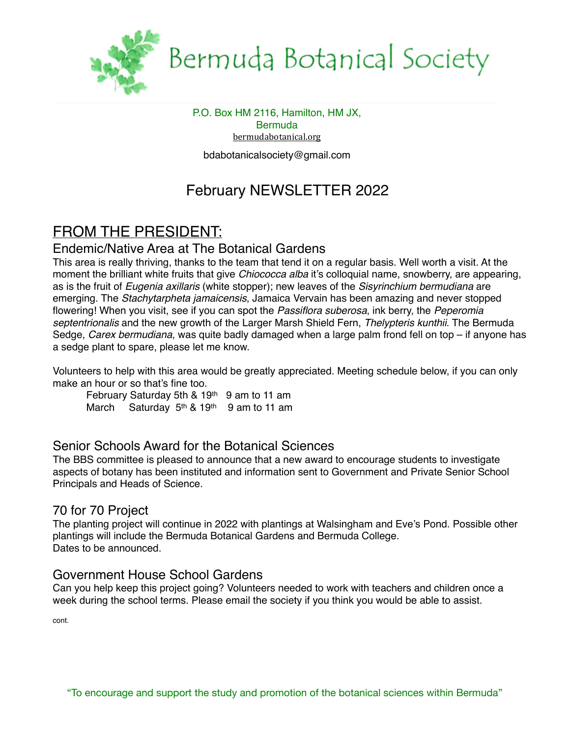# Bermuda Botanical Society

P.O. Box HM 2116, Hamilton, HM JX,
Bermuda
bermudabotanical.org

bdabotanicalsociety@gmail.com

## February NEWSLETTER 2022

## FROM THE PRESIDENT:

### Endemic/Native Area at The Botanical Gardens

This area is really thriving, thanks to the team that tend it on a regular basis. Well worth a visit. At the moment the brilliant white fruits that give *Chiococca alba* it's colloquial name, snowberry, are appearing, as is the fruit of *Eugenia axillaris* (white stopper); new leaves of the *Sisyrinchium bermudiana* are emerging. The *Stachytarpheta jamaicensis*, Jamaica Vervain has been amazing and never stopped flowering! When you visit, see if you can spot the *Passiflora suberosa*, ink berry, the *Peperomia septentrionalis* and the new growth of the Larger Marsh Shield Fern, *Thelypteris kunthii*. The Bermuda Sedge, *Carex bermudiana*, was quite badly damaged when a large palm frond fell on top – if anyone has a sedge plant to spare, please let me know.

Volunteers to help with this area would be greatly appreciated. Meeting schedule below, if you can only make an hour or so that's fine too.

February Saturday 5th & 19th 9 am to 11 am
March Saturday 5th & 19th 9 am to 11 am

### Senior Schools Award for the Botanical Sciences

The BBS committee is pleased to announce that a new award to encourage students to investigate aspects of botany has been instituted and information sent to Government and Private Senior School Principals and Heads of Science.

### 70 for 70 Project

The planting project will continue in 2022 with plantings at Walsingham and Eve's Pond. Possible other plantings will include the Bermuda Botanical Gardens and Bermuda College.
Dates to be announced.

### Government House School Gardens

Can you help keep this project going? Volunteers needed to work with teachers and children once a week during the school terms. Please email the society if you think you would be able to assist.

cont.

"To encourage and support the study and promotion of the botanical sciences within Bermuda"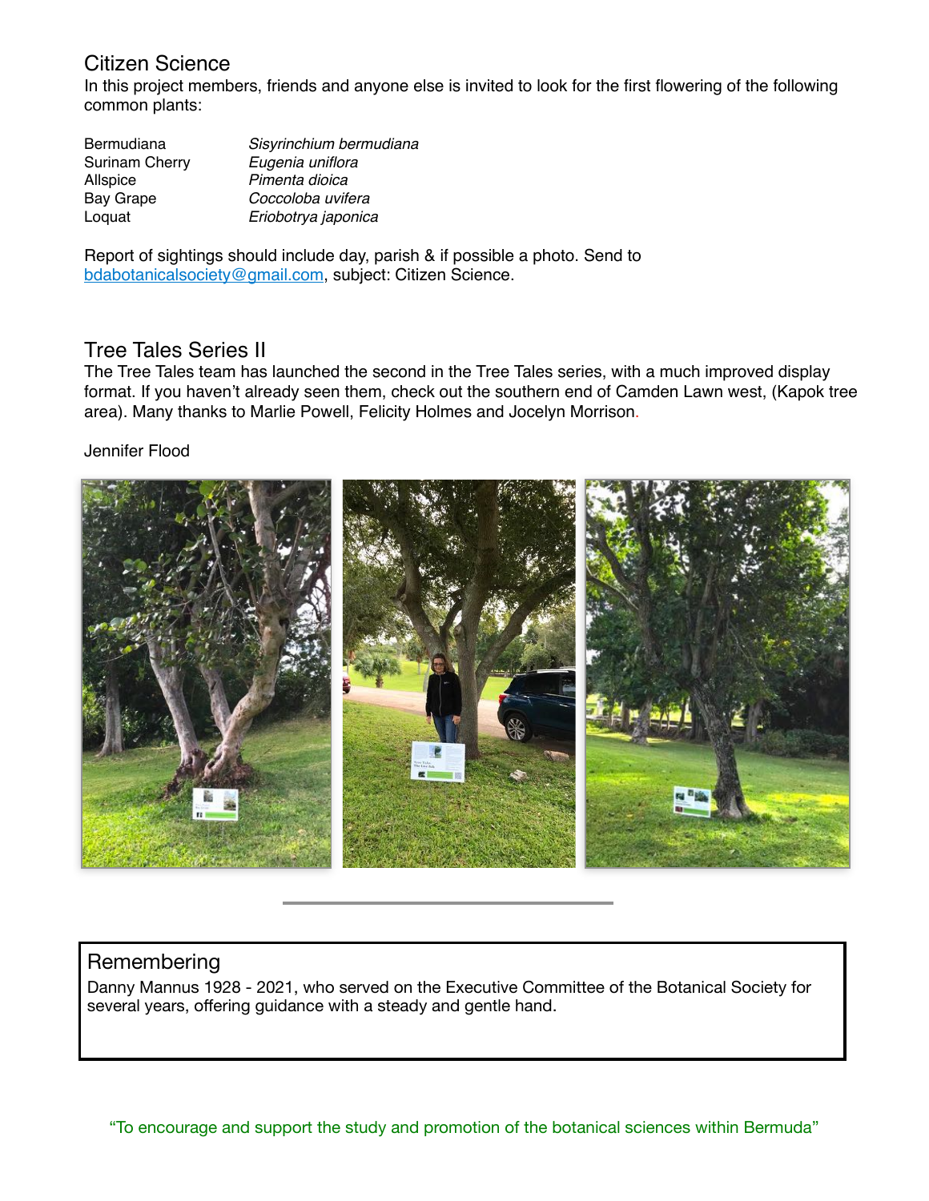## Citizen Science

In this project members, friends and anyone else is invited to look for the first flowering of the following common plants:

| | |
|---|---|
| Bermudiana | *Sisyrinchium bermudiana* |
| Surinam Cherry | *Eugenia uniflora* |
| Allspice | *Pimenta dioica* |
| Bay Grape | *Coccoloba uvifera* |
| Loquat | *Eriobotrya japonica* |

Report of sightings should include day, parish & if possible a photo. Send to bdabotanicalsociety@gmail.com, subject: Citizen Science.

## Tree Tales Series II

The Tree Tales team has launched the second in the Tree Tales series, with a much improved display format. If you haven't already seen them, check out the southern end of Camden Lawn west, (Kapok tree area). Many thanks to Marlie Powell, Felicity Holmes and Jocelyn Morrison.

Jennifer Flood

---

## Remembering

Danny Mannus 1928 - 2021, who served on the Executive Committee of the Botanical Society for several years, offering guidance with a steady and gentle hand.

"To encourage and support the study and promotion of the botanical sciences within Bermuda"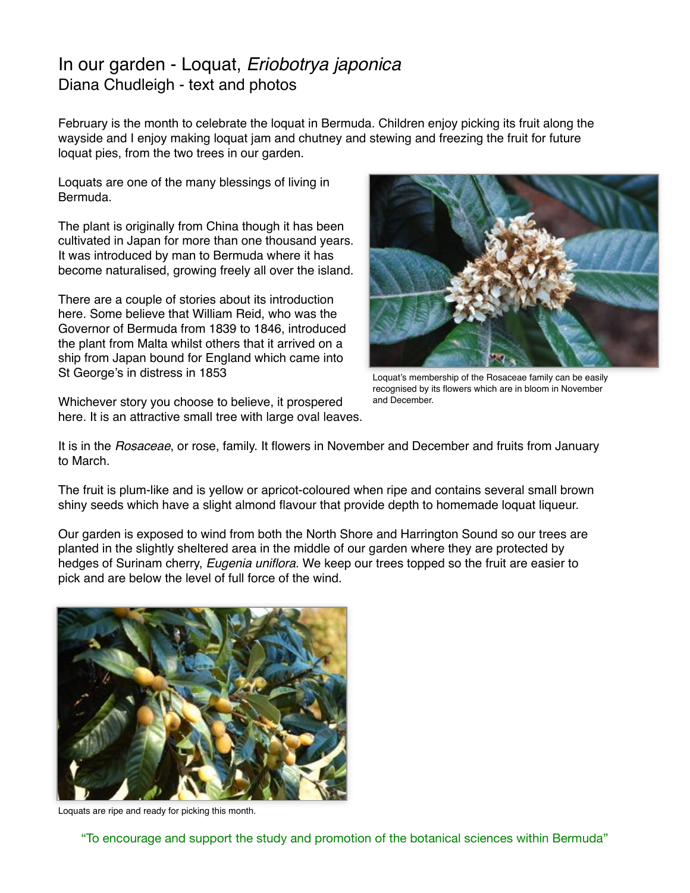# In our garden - Loquat, *Eriobotrya japonica*

Diana Chudleigh - text and photos

February is the month to celebrate the loquat in Bermuda. Children enjoy picking its fruit along the wayside and I enjoy making loquat jam and chutney and stewing and freezing the fruit for future loquat pies, from the two trees in our garden.

Loquats are one of the many blessings of living in Bermuda.

The plant is originally from China though it has been cultivated in Japan for more than one thousand years. It was introduced by man to Bermuda where it has become naturalised, growing freely all over the island.

There are a couple of stories about its introduction here. Some believe that William Reid, who was the Governor of Bermuda from 1839 to 1846, introduced the plant from Malta whilst others that it arrived on a ship from Japan bound for England which came into St George's in distress in 1853

Loquat's membership of the Rosaceae family can be easily recognised by its flowers which are in bloom in November and December.

Whichever story you choose to believe, it prospered here. It is an attractive small tree with large oval leaves.

It is in the *Rosaceae*, or rose, family. It flowers in November and December and fruits from January to March.

The fruit is plum-like and is yellow or apricot-coloured when ripe and contains several small brown shiny seeds which have a slight almond flavour that provide depth to homemade loquat liqueur.

Our garden is exposed to wind from both the North Shore and Harrington Sound so our trees are planted in the slightly sheltered area in the middle of our garden where they are protected by hedges of Surinam cherry, *Eugenia uniflora*. We keep our trees topped so the fruit are easier to pick and are below the level of full force of the wind.

Loquats are ripe and ready for picking this month.

"To encourage and support the study and promotion of the botanical sciences within Bermuda"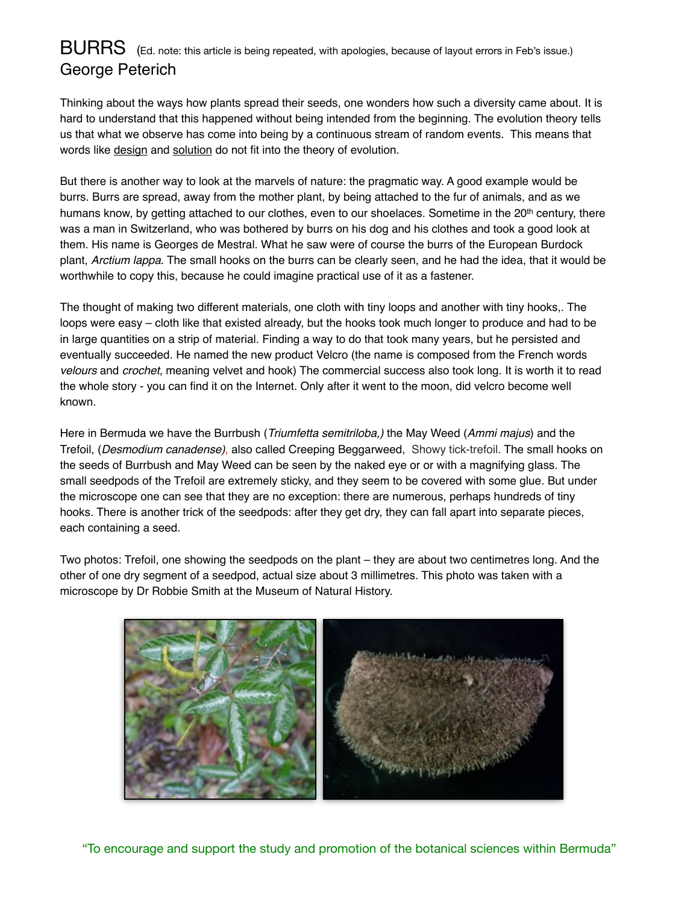# BURRS (Ed. note: this article is being repeated, with apologies, because of layout errors in Feb's issue.)

George Peterich

Thinking about the ways how plants spread their seeds, one wonders how such a diversity came about. It is hard to understand that this happened without being intended from the beginning. The evolution theory tells us that what we observe has come into being by a continuous stream of random events. This means that words like design and solution do not fit into the theory of evolution.

But there is another way to look at the marvels of nature: the pragmatic way. A good example would be burrs. Burrs are spread, away from the mother plant, by being attached to the fur of animals, and as we humans know, by getting attached to our clothes, even to our shoelaces. Sometime in the 20th century, there was a man in Switzerland, who was bothered by burrs on his dog and his clothes and took a good look at them. His name is Georges de Mestral. What he saw were of course the burrs of the European Burdock plant, *Arctium lappa*. The small hooks on the burrs can be clearly seen, and he had the idea, that it would be worthwhile to copy this, because he could imagine practical use of it as a fastener.

The thought of making two different materials, one cloth with tiny loops and another with tiny hooks,. The loops were easy – cloth like that existed already, but the hooks took much longer to produce and had to be in large quantities on a strip of material. Finding a way to do that took many years, but he persisted and eventually succeeded. He named the new product Velcro (the name is composed from the French words *velours* and *crochet,* meaning velvet and hook) The commercial success also took long. It is worth it to read the whole story - you can find it on the Internet. Only after it went to the moon, did velcro become well known.

Here in Bermuda we have the Burrbush (*Triumfetta semitriloba,)* the May Weed (*Ammi majus*) and the Trefoil, (*Desmodium canadense*), also called Creeping Beggarweed, Showy tick-trefoil. The small hooks on the seeds of Burrbush and May Weed can be seen by the naked eye or or with a magnifying glass. The small seedpods of the Trefoil are extremely sticky, and they seem to be covered with some glue. But under the microscope one can see that they are no exception: there are numerous, perhaps hundreds of tiny hooks. There is another trick of the seedpods: after they get dry, they can fall apart into separate pieces, each containing a seed.

Two photos: Trefoil, one showing the seedpods on the plant – they are about two centimetres long. And the other of one dry segment of a seedpod, actual size about 3 millimetres. This photo was taken with a microscope by Dr Robbie Smith at the Museum of Natural History.

"To encourage and support the study and promotion of the botanical sciences within Bermuda"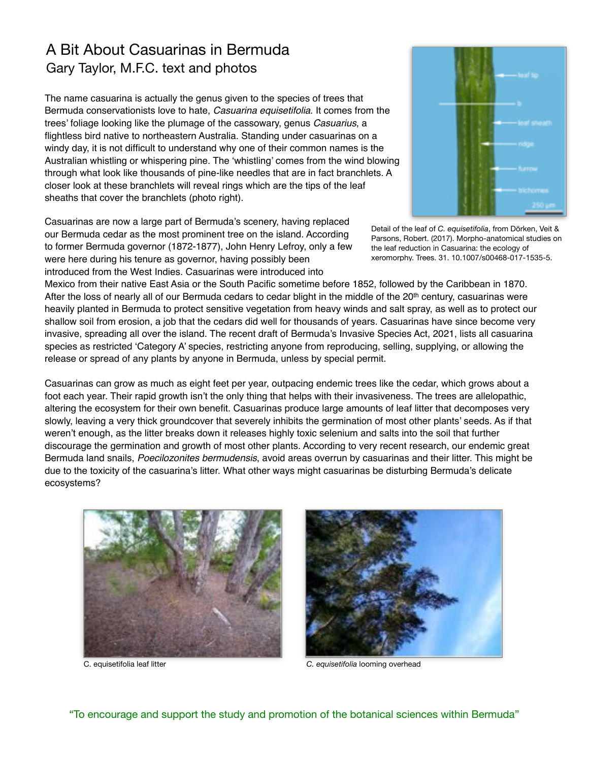# A Bit About Casuarinas in Bermuda

Gary Taylor, M.F.C. text and photos

The name casuarina is actually the genus given to the species of trees that Bermuda conservationists love to hate, *Casuarina equisetifolia*. It comes from the trees' foliage looking like the plumage of the cassowary, genus *Casuarius*, a flightless bird native to northeastern Australia. Standing under casuarinas on a windy day, it is not difficult to understand why one of their common names is the Australian whistling or whispering pine. The 'whistling' comes from the wind blowing through what look like thousands of pine-like needles that are in fact branchlets. A closer look at these branchlets will reveal rings which are the tips of the leaf sheaths that cover the branchlets (photo right).

Detail of the leaf of *C. equisetifolia*, from Dörken, Veit & Parsons, Robert. (2017). Morpho-anatomical studies on the leaf reduction in Casuarina: the ecology of xeromorphy. Trees. 31. 10.1007/s00468-017-1535-5.

Casuarinas are now a large part of Bermuda's scenery, having replaced our Bermuda cedar as the most prominent tree on the island. According to former Bermuda governor (1872-1877), John Henry Lefroy, only a few were here during his tenure as governor, having possibly been introduced from the West Indies. Casuarinas were introduced into Mexico from their native East Asia or the South Pacific sometime before 1852, followed by the Caribbean in 1870. After the loss of nearly all of our Bermuda cedars to cedar blight in the middle of the 20th century, casuarinas were heavily planted in Bermuda to protect sensitive vegetation from heavy winds and salt spray, as well as to protect our shallow soil from erosion, a job that the cedars did well for thousands of years. Casuarinas have since become very invasive, spreading all over the island. The recent draft of Bermuda's Invasive Species Act, 2021, lists all casuarina species as restricted 'Category A' species, restricting anyone from reproducing, selling, supplying, or allowing the release or spread of any plants by anyone in Bermuda, unless by special permit.

Casuarinas can grow as much as eight feet per year, outpacing endemic trees like the cedar, which grows about a foot each year. Their rapid growth isn't the only thing that helps with their invasiveness. The trees are allelopathic, altering the ecosystem for their own benefit. Casuarinas produce large amounts of leaf litter that decomposes very slowly, leaving a very thick groundcover that severely inhibits the germination of most other plants' seeds. As if that weren't enough, as the litter breaks down it releases highly toxic selenium and salts into the soil that further discourage the germination and growth of most other plants. According to very recent research, our endemic great Bermuda land snails, *Poecilozonites bermudensis*, avoid areas overrun by casuarinas and their litter. This might be due to the toxicity of the casuarina's litter. What other ways might casuarinas be disturbing Bermuda's delicate ecosystems?

C. equisetifolia leaf litter

*C. equisetifolia* looming overhead

"To encourage and support the study and promotion of the botanical sciences within Bermuda"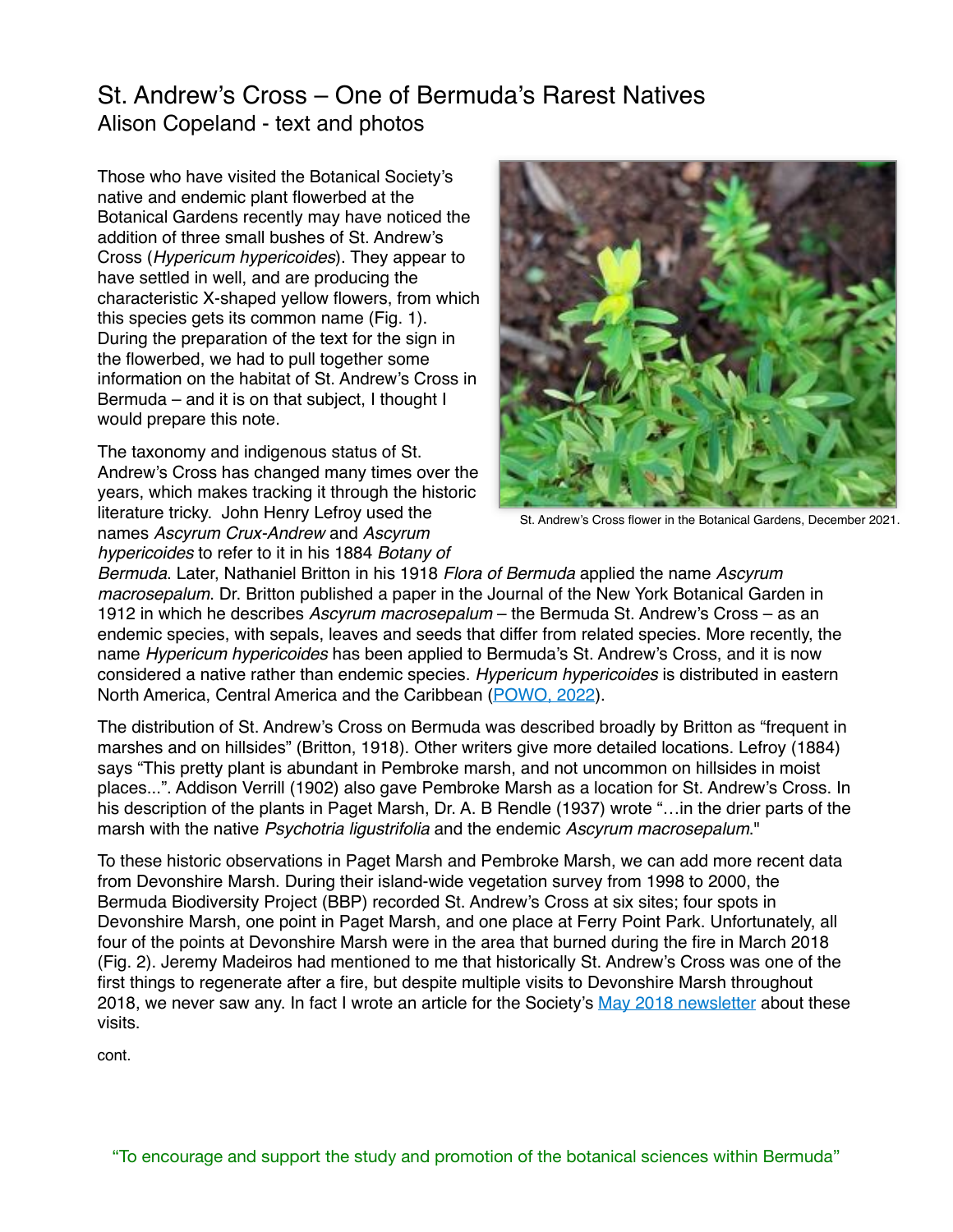# St. Andrew's Cross – One of Bermuda's Rarest Natives

Alison Copeland - text and photos

Those who have visited the Botanical Society's native and endemic plant flowerbed at the Botanical Gardens recently may have noticed the addition of three small bushes of St. Andrew's Cross (*Hypericum hypericoides*). They appear to have settled in well, and are producing the characteristic X-shaped yellow flowers, from which this species gets its common name (Fig. 1). During the preparation of the text for the sign in the flowerbed, we had to pull together some information on the habitat of St. Andrew's Cross in Bermuda – and it is on that subject, I thought I would prepare this note.

St. Andrew's Cross flower in the Botanical Gardens, December 2021.

The taxonomy and indigenous status of St. Andrew's Cross has changed many times over the years, which makes tracking it through the historic literature tricky. John Henry Lefroy used the names *Ascyrum Crux-Andrew* and *Ascyrum hypericoides* to refer to it in his 1884 *Botany of Bermuda*. Later, Nathaniel Britton in his 1918 *Flora of Bermuda* applied the name *Ascyrum macrosepalum*. Dr. Britton published a paper in the Journal of the New York Botanical Garden in 1912 in which he describes *Ascyrum macrosepalum* – the Bermuda St. Andrew's Cross – as an endemic species, with sepals, leaves and seeds that differ from related species. More recently, the name *Hypericum hypericoides* has been applied to Bermuda's St. Andrew's Cross, and it is now considered a native rather than endemic species. *Hypericum hypericoides* is distributed in eastern North America, Central America and the Caribbean (POWO, 2022).

The distribution of St. Andrew's Cross on Bermuda was described broadly by Britton as "frequent in marshes and on hillsides" (Britton, 1918). Other writers give more detailed locations. Lefroy (1884) says "This pretty plant is abundant in Pembroke marsh, and not uncommon on hillsides in moist places...". Addison Verrill (1902) also gave Pembroke Marsh as a location for St. Andrew's Cross. In his description of the plants in Paget Marsh, Dr. A. B Rendle (1937) wrote "…in the drier parts of the marsh with the native *Psychotria ligustrifolia* and the endemic *Ascyrum macrosepalum*."

To these historic observations in Paget Marsh and Pembroke Marsh, we can add more recent data from Devonshire Marsh. During their island-wide vegetation survey from 1998 to 2000, the Bermuda Biodiversity Project (BBP) recorded St. Andrew's Cross at six sites; four spots in Devonshire Marsh, one point in Paget Marsh, and one place at Ferry Point Park. Unfortunately, all four of the points at Devonshire Marsh were in the area that burned during the fire in March 2018 (Fig. 2). Jeremy Madeiros had mentioned to me that historically St. Andrew's Cross was one of the first things to regenerate after a fire, but despite multiple visits to Devonshire Marsh throughout 2018, we never saw any. In fact I wrote an article for the Society's May 2018 newsletter about these visits.

cont.

"To encourage and support the study and promotion of the botanical sciences within Bermuda"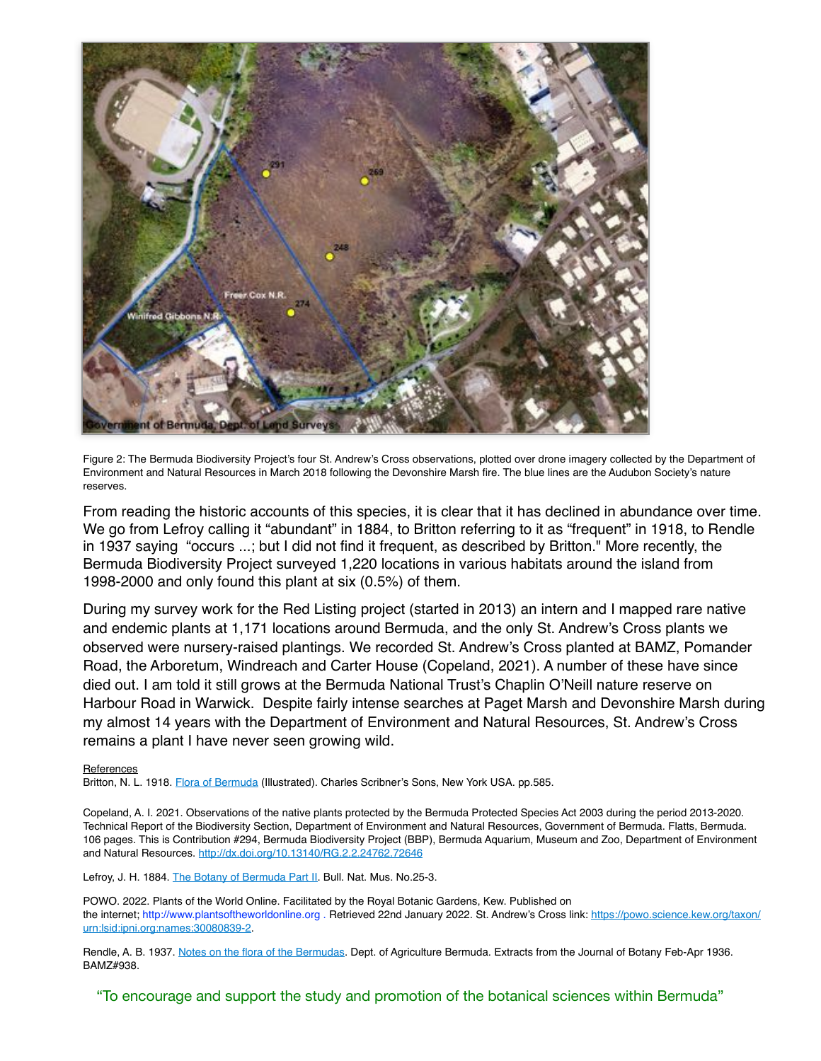Figure 2: The Bermuda Biodiversity Project's four St. Andrew's Cross observations, plotted over drone imagery collected by the Department of Environment and Natural Resources in March 2018 following the Devonshire Marsh fire. The blue lines are the Audubon Society's nature reserves.

From reading the historic accounts of this species, it is clear that it has declined in abundance over time. We go from Lefroy calling it "abundant" in 1884, to Britton referring to it as "frequent" in 1918, to Rendle in 1937 saying "occurs ...; but I did not find it frequent, as described by Britton." More recently, the Bermuda Biodiversity Project surveyed 1,220 locations in various habitats around the island from 1998-2000 and only found this plant at six (0.5%) of them.

During my survey work for the Red Listing project (started in 2013) an intern and I mapped rare native and endemic plants at 1,171 locations around Bermuda, and the only St. Andrew's Cross plants we observed were nursery-raised plantings. We recorded St. Andrew's Cross planted at BAMZ, Pomander Road, the Arboretum, Windreach and Carter House (Copeland, 2021). A number of these have since died out. I am told it still grows at the Bermuda National Trust's Chaplin O'Neill nature reserve on Harbour Road in Warwick. Despite fairly intense searches at Paget Marsh and Devonshire Marsh during my almost 14 years with the Department of Environment and Natural Resources, St. Andrew's Cross remains a plant I have never seen growing wild.

References

Britton, N. L. 1918. Flora of Bermuda (Illustrated). Charles Scribner's Sons, New York USA. pp.585.

Copeland, A. I. 2021. Observations of the native plants protected by the Bermuda Protected Species Act 2003 during the period 2013-2020. Technical Report of the Biodiversity Section, Department of Environment and Natural Resources, Government of Bermuda. Flatts, Bermuda. 106 pages. This is Contribution #294, Bermuda Biodiversity Project (BBP), Bermuda Aquarium, Museum and Zoo, Department of Environment and Natural Resources. http://dx.doi.org/10.13140/RG.2.2.24762.72646

Lefroy, J. H. 1884. The Botany of Bermuda Part II. Bull. Nat. Mus. No.25-3.

POWO. 2022. Plants of the World Online. Facilitated by the Royal Botanic Gardens, Kew. Published on the internet; http://www.plantsoftheworldonline.org . Retrieved 22nd January 2022. St. Andrew's Cross link: https://powo.science.kew.org/taxon/urn:lsid:ipni.org:names:30080839-2.

Rendle, A. B. 1937. Notes on the flora of the Bermudas. Dept. of Agriculture Bermuda. Extracts from the Journal of Botany Feb-Apr 1936. BAMZ#938.

"To encourage and support the study and promotion of the botanical sciences within Bermuda"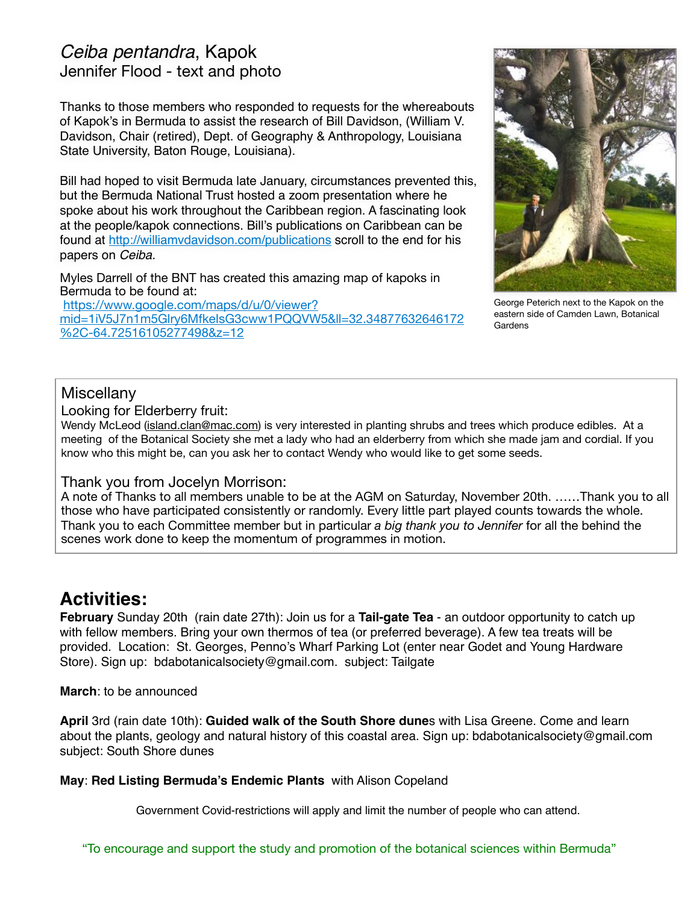# *Ceiba pentandra*, Kapok

Jennifer Flood - text and photo

Thanks to those members who responded to requests for the whereabouts of Kapok's in Bermuda to assist the research of Bill Davidson, (William V. Davidson, Chair (retired), Dept. of Geography & Anthropology, Louisiana State University, Baton Rouge, Louisiana).

Bill had hoped to visit Bermuda late January, circumstances prevented this, but the Bermuda National Trust hosted a zoom presentation where he spoke about his work throughout the Caribbean region. A fascinating look at the people/kapok connections. Bill's publications on Caribbean can be found at http://williamvdavidson.com/publications scroll to the end for his papers on *Ceiba.*

Myles Darrell of the BNT has created this amazing map of kapoks in Bermuda to be found at:
https://www.google.com/maps/d/u/0/viewer?mid=1iV5J7n1m5Glry6MfkelsG3cww1PQQVW5&ll=32.34877632646172%2C-64.72516105277498&z=12

George Peterich next to the Kapok on the eastern side of Camden Lawn, Botanical Gardens

## Miscellany

### Looking for Elderberry fruit:

Wendy McLeod (island.clan@mac.com) is very interested in planting shrubs and trees which produce edibles. At a meeting of the Botanical Society she met a lady who had an elderberry from which she made jam and cordial. If you know who this might be, can you ask her to contact Wendy who would like to get some seeds.

### Thank you from Jocelyn Morrison:

A note of Thanks to all members unable to be at the AGM on Saturday, November 20th. ……Thank you to all those who have participated consistently or randomly. Every little part played counts towards the whole. Thank you to each Committee member but in particular *a big thank you to Jennifer* for all the behind the scenes work done to keep the momentum of programmes in motion.

# Activities:

**February** Sunday 20th (rain date 27th): Join us for a **Tail-gate Tea** - an outdoor opportunity to catch up with fellow members. Bring your own thermos of tea (or preferred beverage). A few tea treats will be provided. Location: St. Georges, Penno's Wharf Parking Lot (enter near Godet and Young Hardware Store). Sign up: bdabotanicalsociety@gmail.com. subject: Tailgate

**March**: to be announced

**April** 3rd (rain date 10th): **Guided walk of the South Shore dune**s with Lisa Greene. Come and learn about the plants, geology and natural history of this coastal area. Sign up: bdabotanicalsociety@gmail.com subject: South Shore dunes

**May**: **Red Listing Bermuda's Endemic Plants** with Alison Copeland

Government Covid-restrictions will apply and limit the number of people who can attend.

"To encourage and support the study and promotion of the botanical sciences within Bermuda"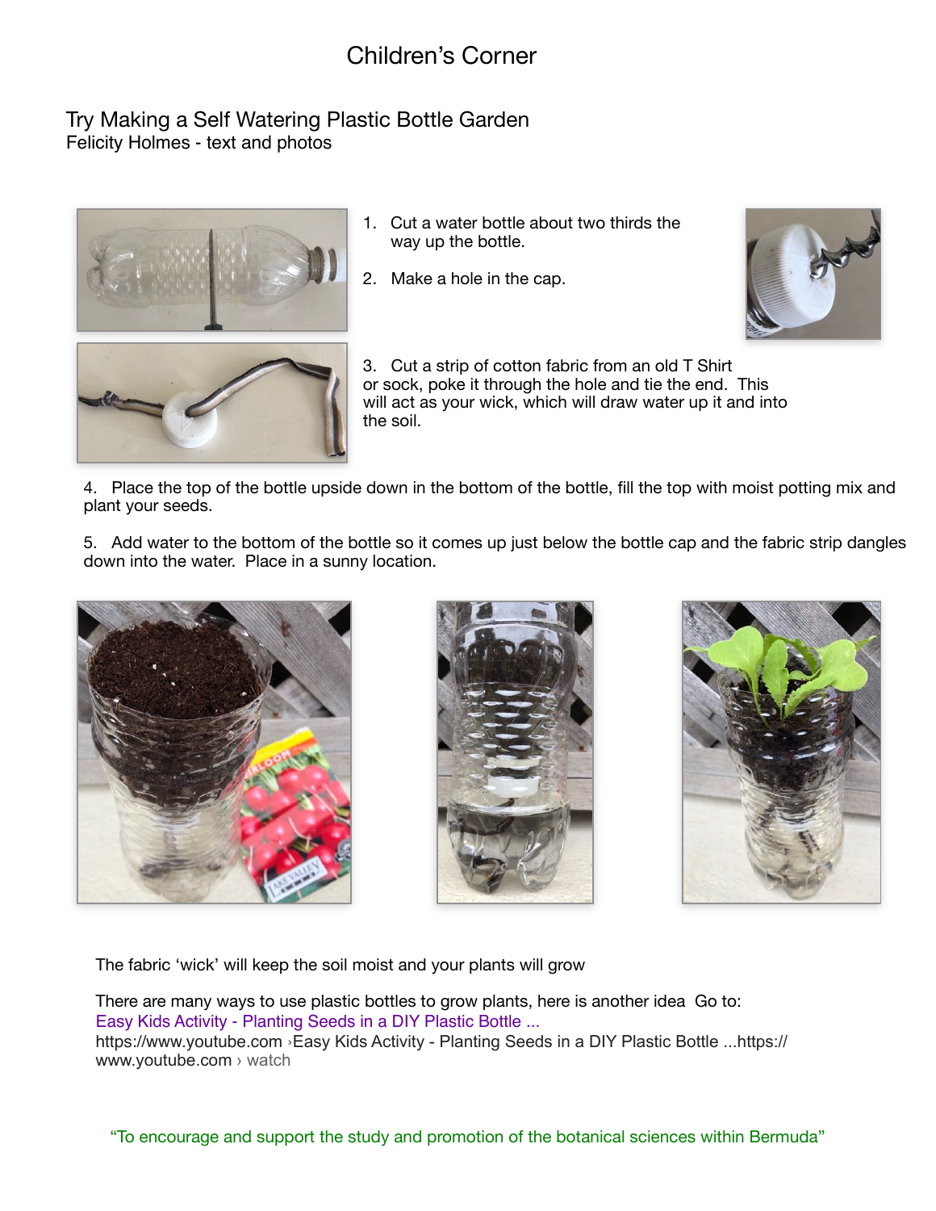# Children's Corner

## Try Making a Self Watering Plastic Bottle Garden

Felicity Holmes - text and photos

1. Cut a water bottle about two thirds the way up the bottle.
2. Make a hole in the cap.
3. Cut a strip of cotton fabric from an old T Shirt or sock, poke it through the hole and tie the end. This will act as your wick, which will draw water up it and into the soil.
4. Place the top of the bottle upside down in the bottom of the bottle, fill the top with moist potting mix and plant your seeds.
5. Add water to the bottom of the bottle so it comes up just below the bottle cap and the fabric strip dangles down into the water. Place in a sunny location.

The fabric 'wick' will keep the soil moist and your plants will grow

There are many ways to use plastic bottles to grow plants, here is another idea Go to:
Easy Kids Activity - Planting Seeds in a DIY Plastic Bottle ...
https://www.youtube.com ›Easy Kids Activity - Planting Seeds in a DIY Plastic Bottle ...https://www.youtube.com › watch

"To encourage and support the study and promotion of the botanical sciences within Bermuda"